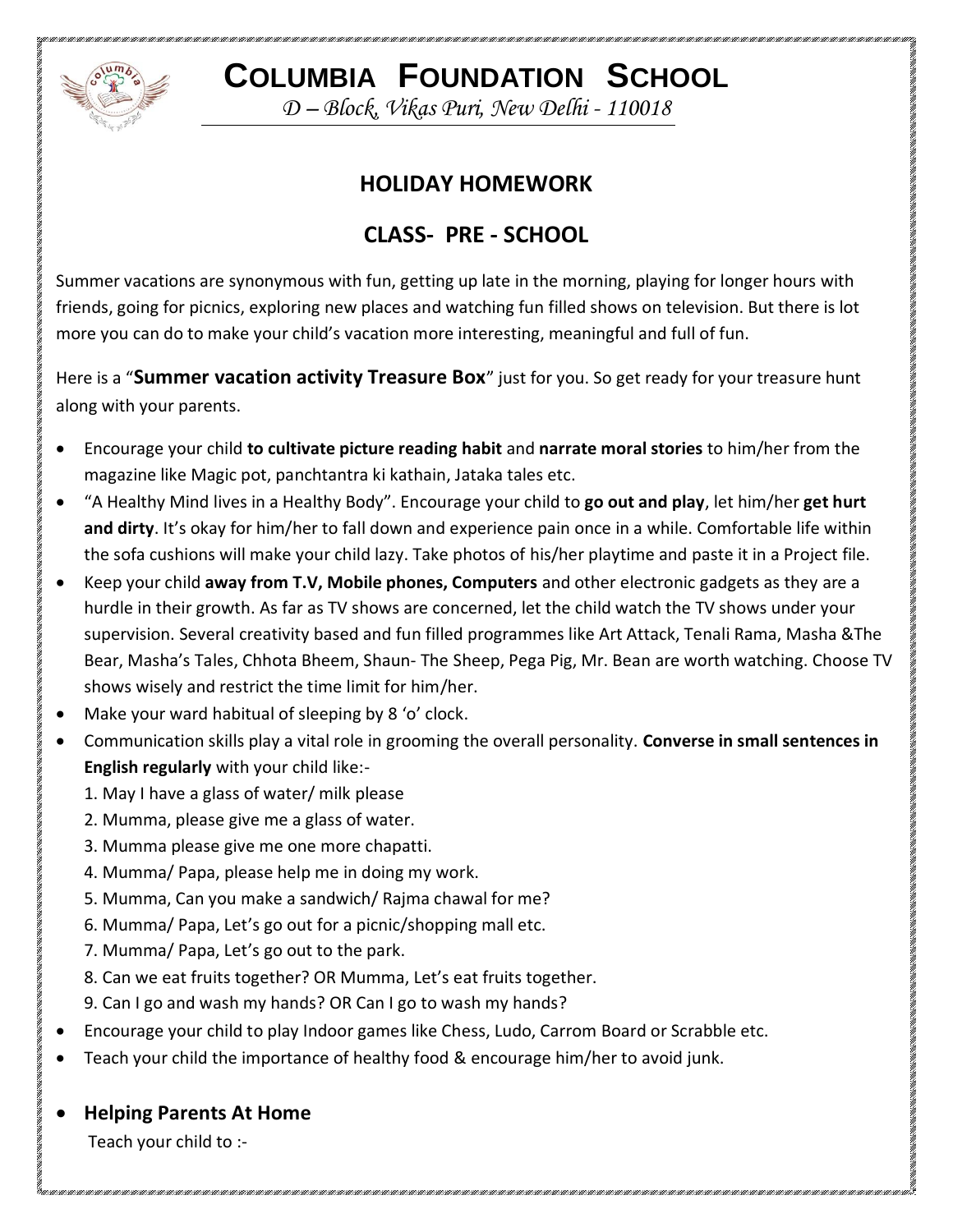# COLUMBIA FOUNDATION SCHOOL

*D – Block, Vikas Puri, New Delhi - 110018*

## HOLIDAY HOMEWORK

## CLASS- PRE - SCHOOL

Summer vacations are synonymous with fun, getting up late in the morning, playing for longer hours with friends, going for picnics, exploring new places and watching fun filled shows on television. But there is lot more you can do to make your child's vacation more interesting, meaningful and full of fun.

Here is a "**Summer vacation activity Treasure Box**" just for you. So get ready for your treasure hunt along with your parents.

- Encourage your child **to cultivate picture reading habit** and **narrate moral stories** to him/her from the magazine like Magic pot, panchtantra ki kathain, Jataka tales etc.
- "A Healthy Mind lives in a Healthy Body". Encourage your child to **go out and play**, let him/her **get hurt and dirty**. It's okay for him/her to fall down and experience pain once in a while. Comfortable life within the sofa cushions will make your child lazy. Take photos of his/her playtime and paste it in a Project file.
- Keep your child **away from T.V, Mobile phones, Computers** and other electronic gadgets as they are a hurdle in their growth. As far as TV shows are concerned, let the child watch the TV shows under your supervision. Several creativity based and fun filled programmes like Art Attack, Tenali Rama, Masha &The Bear, Masha's Tales, Chhota Bheem, Shaun- The Sheep, Pega Pig, Mr. Bean are worth watching. Choose TV shows wisely and restrict the time limit for him/her.
- Make your ward habitual of sleeping by 8 'o' clock.
- Communication skills play a vital role in grooming the overall personality. **Converse in small sentences in English regularly** with your child like:-
  1. May I have a glass of water/ milk please
  2. Mumma, please give me a glass of water.
  3. Mumma please give me one more chapatti.
  4. Mumma/ Papa, please help me in doing my work.
  5. Mumma, Can you make a sandwich/ Rajma chawal for me?
  6. Mumma/ Papa, Let's go out for a picnic/shopping mall etc.
  7. Mumma/ Papa, Let's go out to the park.
  8. Can we eat fruits together? OR Mumma, Let's eat fruits together.
  9. Can I go and wash my hands? OR Can I go to wash my hands?
- Encourage your child to play Indoor games like Chess, Ludo, Carrom Board or Scrabble etc.
- Teach your child the importance of healthy food & encourage him/her to avoid junk.

- **Helping Parents At Home**

  Teach your child to :-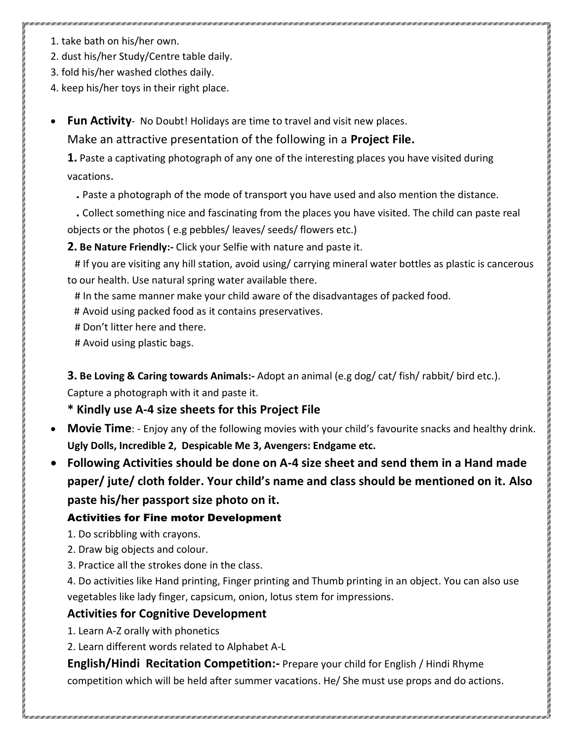1. take bath on his/her own.
2. dust his/her Study/Centre table daily.
3. fold his/her washed clothes daily.
4. keep his/her toys in their right place.

- **Fun Activity**- No Doubt! Holidays are time to travel and visit new places.

  Make an attractive presentation of the following in a **Project File.**

  **1.** Paste a captivating photograph of any one of the interesting places you have visited during vacations.

  **.** Paste a photograph of the mode of transport you have used and also mention the distance.

  **.** Collect something nice and fascinating from the places you have visited. The child can paste real objects or the photos ( e.g pebbles/ leaves/ seeds/ flowers etc.)

  **2. Be Nature Friendly:-** Click your Selfie with nature and paste it.

  # If you are visiting any hill station, avoid using/ carrying mineral water bottles as plastic is cancerous to our health. Use natural spring water available there.

  # In the same manner make your child aware of the disadvantages of packed food.

  # Avoid using packed food as it contains preservatives.

  # Don't litter here and there.

  # Avoid using plastic bags.

  **3. Be Loving & Caring towards Animals:-** Adopt an animal (e.g dog/ cat/ fish/ rabbit/ bird etc.). Capture a photograph with it and paste it.

  **\* Kindly use A-4 size sheets for this Project File**

- **Movie Time**: - Enjoy any of the following movies with your child's favourite snacks and healthy drink. **Ugly Dolls, Incredible 2, Despicable Me 3, Avengers: Endgame etc.**

- **Following Activities should be done on A-4 size sheet and send them in a Hand made paper/ jute/ cloth folder. Your child's name and class should be mentioned on it. Also paste his/her passport size photo on it.**

  **Activities for Fine motor Development**

  1. Do scribbling with crayons.
  2. Draw big objects and colour.
  3. Practice all the strokes done in the class.
  4. Do activities like Hand printing, Finger printing and Thumb printing in an object. You can also use vegetables like lady finger, capsicum, onion, lotus stem for impressions.

  **Activities for Cognitive Development**

  1. Learn A-Z orally with phonetics
  2. Learn different words related to Alphabet A-L

  **English/Hindi Recitation Competition:-** Prepare your child for English / Hindi Rhyme competition which will be held after summer vacations. He/ She must use props and do actions.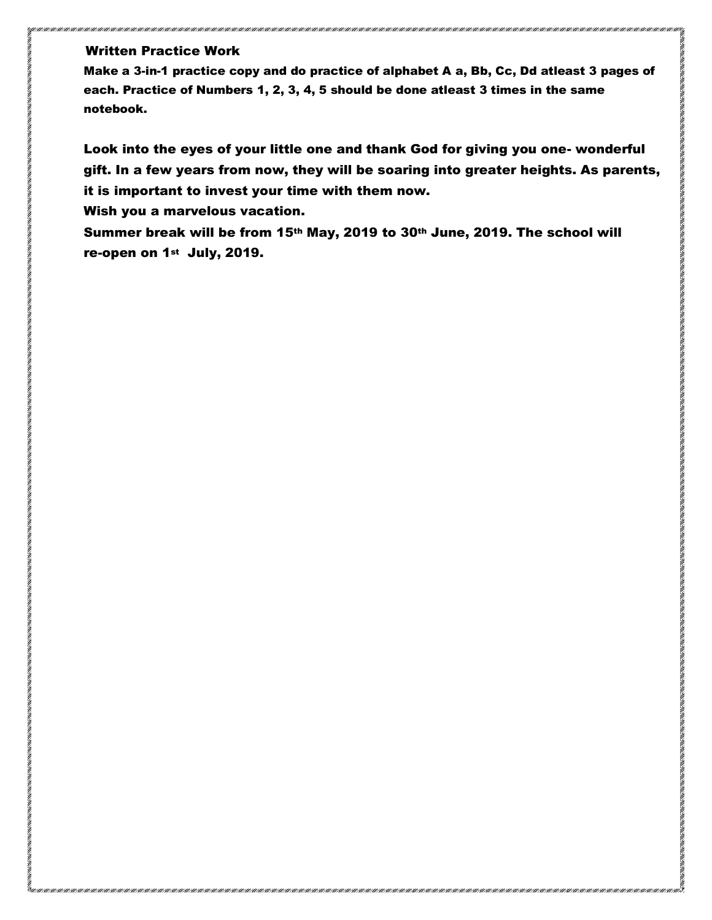**Written Practice Work**

**Make a 3-in-1 practice copy and do practice of alphabet A a, Bb, Cc, Dd atleast 3 pages of each. Practice of Numbers 1, 2, 3, 4, 5 should be done atleast 3 times in the same notebook.**

**Look into the eyes of your little one and thank God for giving you one- wonderful gift. In a few years from now, they will be soaring into greater heights. As parents, it is important to invest your time with them now.**

**Wish you a marvelous vacation.**

**Summer break will be from 15th May, 2019 to 30th June, 2019. The school will re-open on 1st July, 2019.**